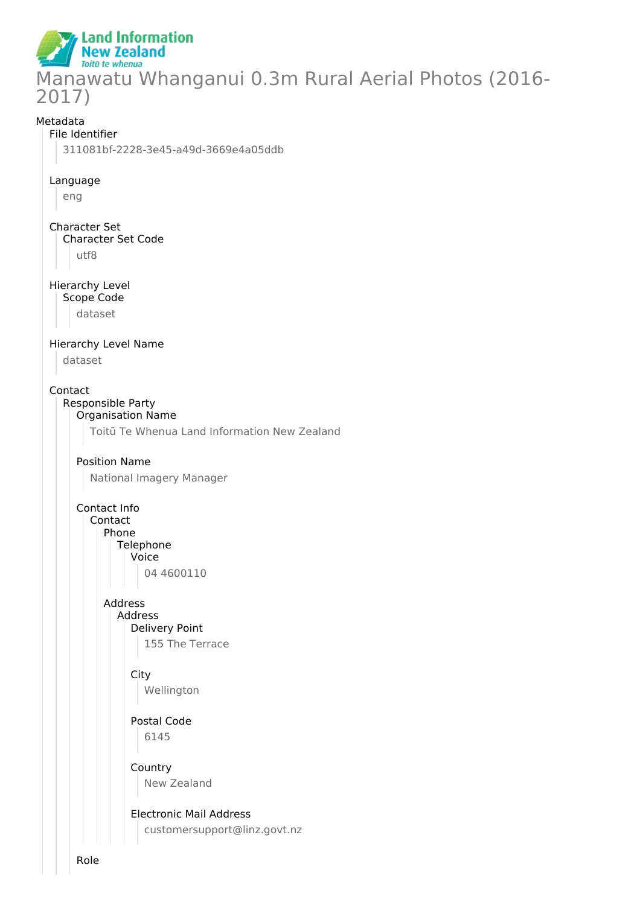Land Information New Zealand
*Toitū te whenua*

# Manawatu Whanganui 0.3m Rural Aerial Photos (2016-2017)

## Metadata

### File Identifier
311081bf-2228-3e45-a49d-3669e4a05ddb

### Language
eng

### Character Set
#### Character Set Code
utf8

### Hierarchy Level
#### Scope Code
dataset

### Hierarchy Level Name
dataset

### Contact
#### Responsible Party
##### Organisation Name
Toitū Te Whenua Land Information New Zealand

##### Position Name
National Imagery Manager

##### Contact Info
###### Contact
Phone
- Telephone
  - Voice
    - 04 4600110

Address
- Address
  - Delivery Point
    - 155 The Terrace
  - City
    - Wellington
  - Postal Code
    - 6145
  - Country
    - New Zealand
  - Electronic Mail Address
    - customersupport@linz.govt.nz

##### Role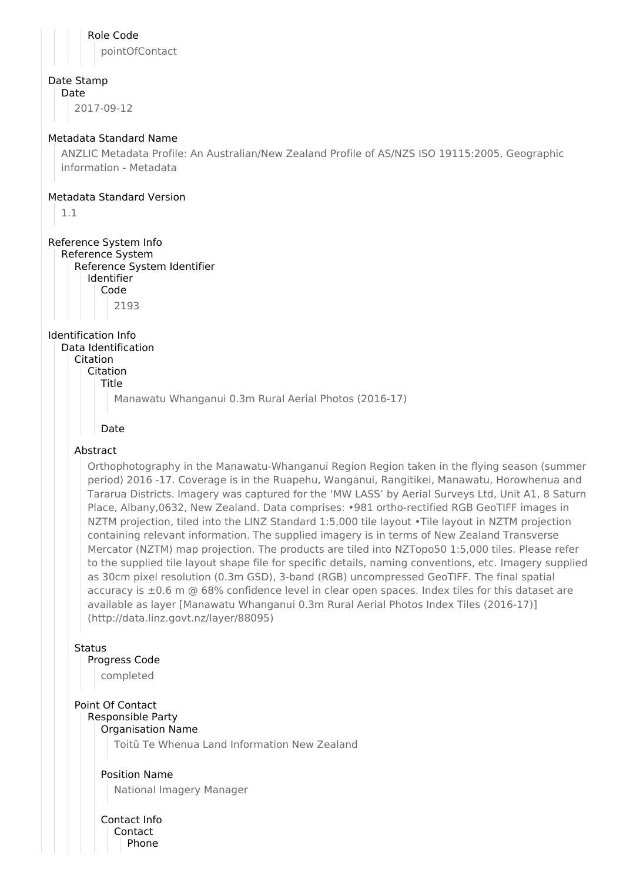Role Code

pointOfContact

## Date Stamp

Date

2017-09-12

## Metadata Standard Name

ANZLIC Metadata Profile: An Australian/New Zealand Profile of AS/NZS ISO 19115:2005, Geographic information - Metadata

## Metadata Standard Version

1.1

## Reference System Info

Reference System

Reference System Identifier

Identifier

Code

2193

## Identification Info

Data Identification

Citation

Citation

Title

Manawatu Whanganui 0.3m Rural Aerial Photos (2016-17)

Date

Abstract

Orthophotography in the Manawatu-Whanganui Region Region taken in the flying season (summer period) 2016 -17. Coverage is in the Ruapehu, Wanganui, Rangitikei, Manawatu, Horowhenua and Tararua Districts. Imagery was captured for the 'MW LASS' by Aerial Surveys Ltd, Unit A1, 8 Saturn Place, Albany,0632, New Zealand. Data comprises: •981 ortho-rectified RGB GeoTIFF images in NZTM projection, tiled into the LINZ Standard 1:5,000 tile layout •Tile layout in NZTM projection containing relevant information. The supplied imagery is in terms of New Zealand Transverse Mercator (NZTM) map projection. The products are tiled into NZTopo50 1:5,000 tiles. Please refer to the supplied tile layout shape file for specific details, naming conventions, etc. Imagery supplied as 30cm pixel resolution (0.3m GSD), 3-band (RGB) uncompressed GeoTIFF. The final spatial accuracy is ±0.6 m @ 68% confidence level in clear open spaces. Index tiles for this dataset are available as layer [Manawatu Whanganui 0.3m Rural Aerial Photos Index Tiles (2016-17)] (http://data.linz.govt.nz/layer/88095)

Status

Progress Code

completed

Point Of Contact

Responsible Party

Organisation Name

Toitū Te Whenua Land Information New Zealand

Position Name

National Imagery Manager

Contact Info

Contact

Phone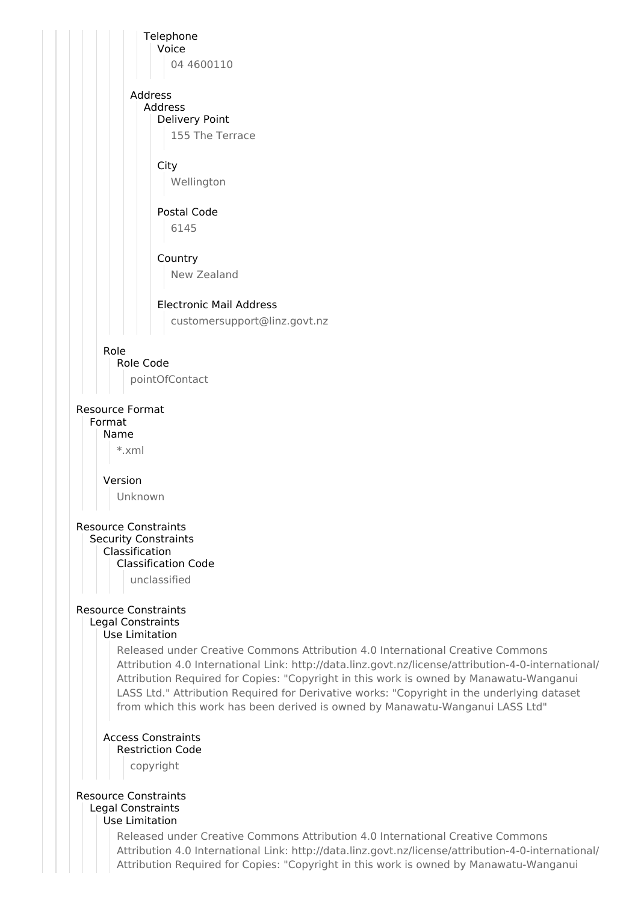Telephone
Voice
04 4600110

Address
Address
Delivery Point
155 The Terrace

City
Wellington

Postal Code
6145

Country
New Zealand

Electronic Mail Address
customersupport@linz.govt.nz

Role
Role Code
pointOfContact

Resource Format
Format
Name
*.xml

Version
Unknown

Resource Constraints
Security Constraints
Classification
Classification Code
unclassified

Resource Constraints
Legal Constraints
Use Limitation
Released under Creative Commons Attribution 4.0 International Creative Commons Attribution 4.0 International Link: http://data.linz.govt.nz/license/attribution-4-0-international/ Attribution Required for Copies: "Copyright in this work is owned by Manawatu-Wanganui LASS Ltd." Attribution Required for Derivative works: "Copyright in the underlying dataset from which this work has been derived is owned by Manawatu-Wanganui LASS Ltd"

Access Constraints
Restriction Code
copyright

Resource Constraints
Legal Constraints
Use Limitation
Released under Creative Commons Attribution 4.0 International Creative Commons Attribution 4.0 International Link: http://data.linz.govt.nz/license/attribution-4-0-international/ Attribution Required for Copies: "Copyright in this work is owned by Manawatu-Wanganui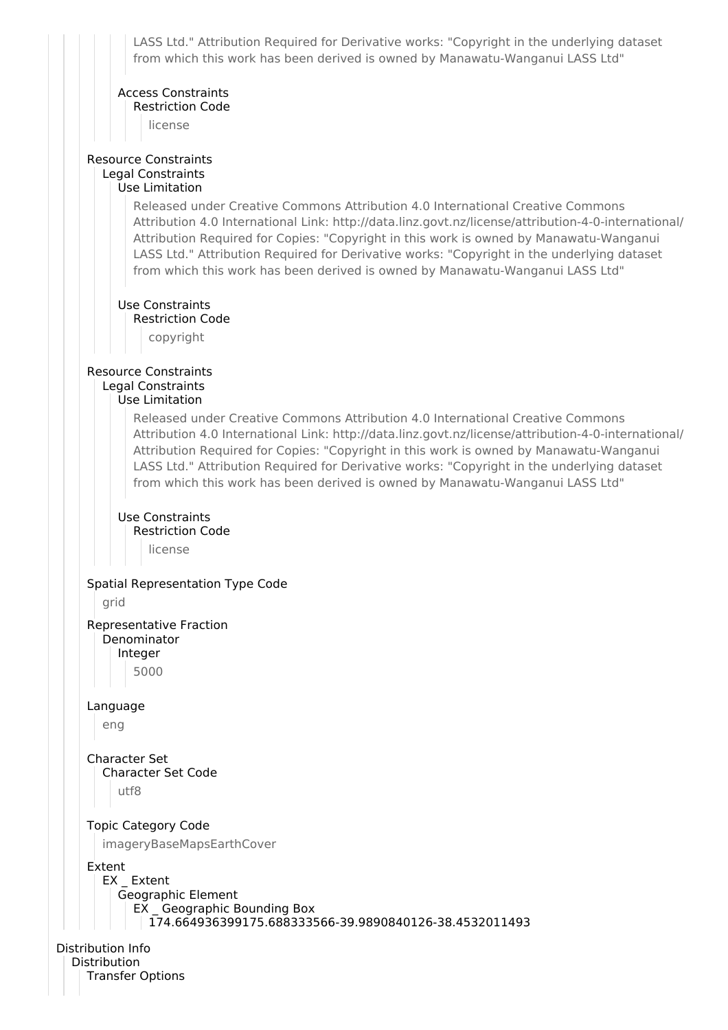LASS Ltd." Attribution Required for Derivative works: "Copyright in the underlying dataset from which this work has been derived is owned by Manawatu-Wanganui LASS Ltd"

Access Constraints
Restriction Code

license

Resource Constraints
Legal Constraints
Use Limitation

Released under Creative Commons Attribution 4.0 International Creative Commons Attribution 4.0 International Link: http://data.linz.govt.nz/license/attribution-4-0-international/ Attribution Required for Copies: "Copyright in this work is owned by Manawatu-Wanganui LASS Ltd." Attribution Required for Derivative works: "Copyright in the underlying dataset from which this work has been derived is owned by Manawatu-Wanganui LASS Ltd"

Use Constraints
Restriction Code

copyright

Resource Constraints
Legal Constraints
Use Limitation

Released under Creative Commons Attribution 4.0 International Creative Commons Attribution 4.0 International Link: http://data.linz.govt.nz/license/attribution-4-0-international/ Attribution Required for Copies: "Copyright in this work is owned by Manawatu-Wanganui LASS Ltd." Attribution Required for Derivative works: "Copyright in the underlying dataset from which this work has been derived is owned by Manawatu-Wanganui LASS Ltd"

Use Constraints
Restriction Code

license

Spatial Representation Type Code

grid

Representative Fraction
Denominator
Integer

5000

Language

eng

Character Set
Character Set Code

utf8

Topic Category Code

imageryBaseMapsEarthCover

Extent
EX _ Extent
Geographic Element
EX _ Geographic Bounding Box
174.664936399175.688333566-39.9890840126-38.4532011493

Distribution Info
Distribution
Transfer Options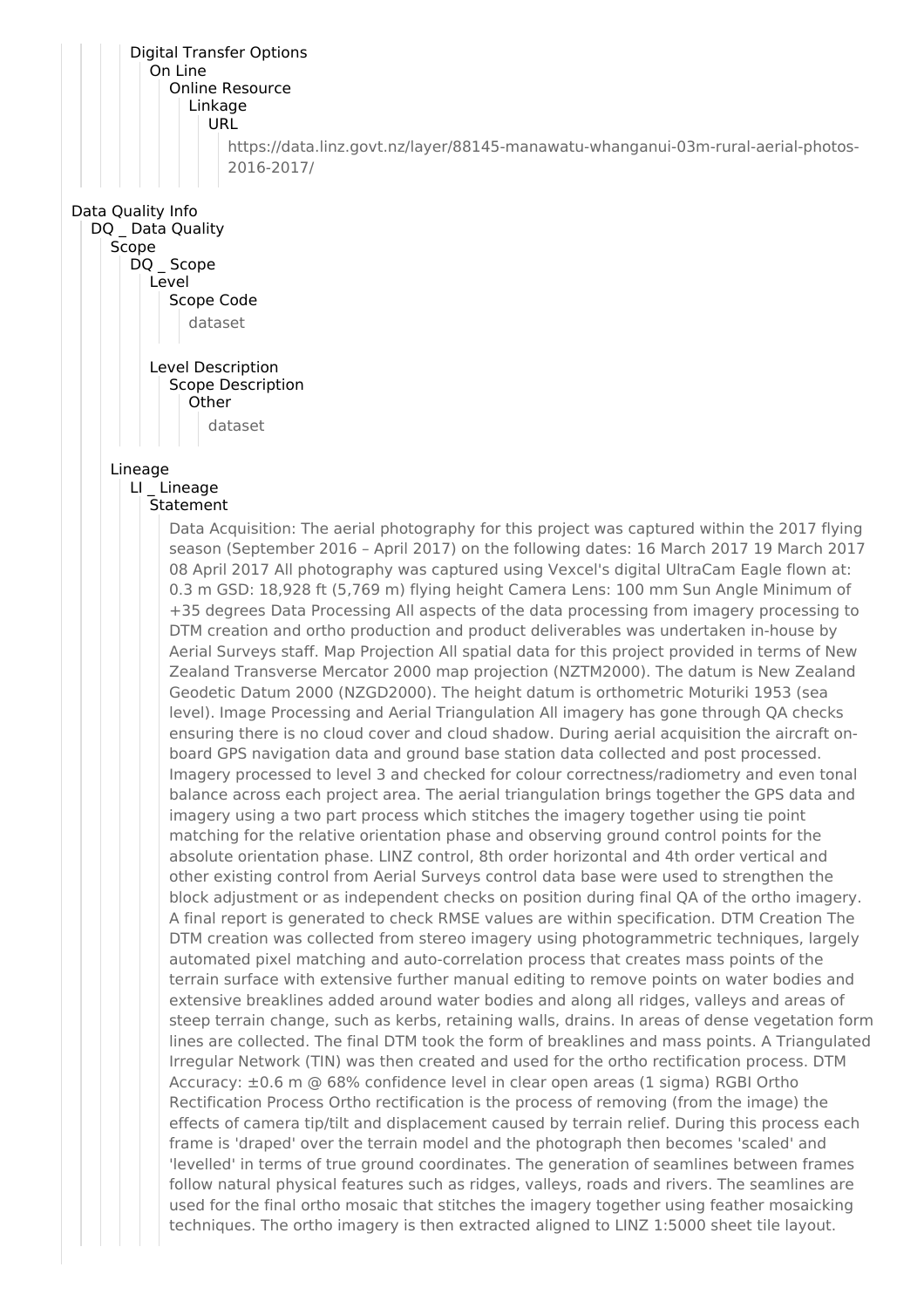Digital Transfer Options
- On Line
  - Online Resource
    - Linkage
      - URL

        https://data.linz.govt.nz/layer/88145-manawatu-whanganui-03m-rural-aerial-photos-2016-2017/

## Data Quality Info

DQ _ Data Quality
- Scope
  - DQ _ Scope
    - Level
      - Scope Code

        dataset

    - Level Description
      - Scope Description
        - Other

          dataset

- Lineage
  - LI _ Lineage
    - Statement

      Data Acquisition: The aerial photography for this project was captured within the 2017 flying season (September 2016 – April 2017) on the following dates: 16 March 2017 19 March 2017 08 April 2017 All photography was captured using Vexcel's digital UltraCam Eagle flown at: 0.3 m GSD: 18,928 ft (5,769 m) flying height Camera Lens: 100 mm Sun Angle Minimum of +35 degrees Data Processing All aspects of the data processing from imagery processing to DTM creation and ortho production and product deliverables was undertaken in-house by Aerial Surveys staff. Map Projection All spatial data for this project provided in terms of New Zealand Transverse Mercator 2000 map projection (NZTM2000). The datum is New Zealand Geodetic Datum 2000 (NZGD2000). The height datum is orthometric Moturiki 1953 (sea level). Image Processing and Aerial Triangulation All imagery has gone through QA checks ensuring there is no cloud cover and cloud shadow. During aerial acquisition the aircraft on-board GPS navigation data and ground base station data collected and post processed. Imagery processed to level 3 and checked for colour correctness/radiometry and even tonal balance across each project area. The aerial triangulation brings together the GPS data and imagery using a two part process which stitches the imagery together using tie point matching for the relative orientation phase and observing ground control points for the absolute orientation phase. LINZ control, 8th order horizontal and 4th order vertical and other existing control from Aerial Surveys control data base were used to strengthen the block adjustment or as independent checks on position during final QA of the ortho imagery. A final report is generated to check RMSE values are within specification. DTM Creation The DTM creation was collected from stereo imagery using photogrammetric techniques, largely automated pixel matching and auto-correlation process that creates mass points of the terrain surface with extensive further manual editing to remove points on water bodies and extensive breaklines added around water bodies and along all ridges, valleys and areas of steep terrain change, such as kerbs, retaining walls, drains. In areas of dense vegetation form lines are collected. The final DTM took the form of breaklines and mass points. A Triangulated Irregular Network (TIN) was then created and used for the ortho rectification process. DTM Accuracy: ±0.6 m @ 68% confidence level in clear open areas (1 sigma) RGBI Ortho Rectification Process Ortho rectification is the process of removing (from the image) the effects of camera tip/tilt and displacement caused by terrain relief. During this process each frame is 'draped' over the terrain model and the photograph then becomes 'scaled' and 'levelled' in terms of true ground coordinates. The generation of seamlines between frames follow natural physical features such as ridges, valleys, roads and rivers. The seamlines are used for the final ortho mosaic that stitches the imagery together using feather mosaicking techniques. The ortho imagery is then extracted aligned to LINZ 1:5000 sheet tile layout.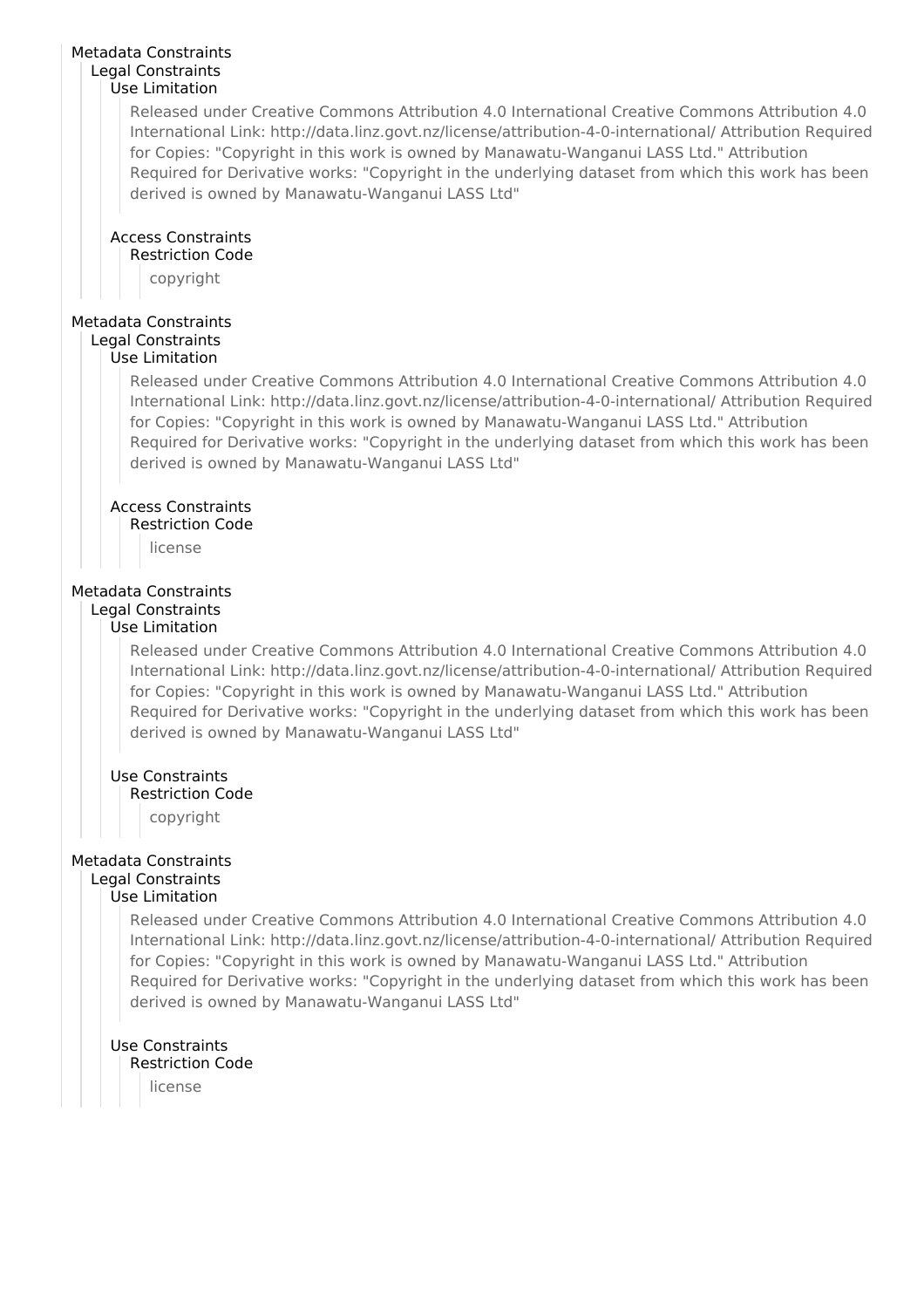Metadata Constraints

Legal Constraints

Use Limitation

Released under Creative Commons Attribution 4.0 International Creative Commons Attribution 4.0 International Link: http://data.linz.govt.nz/license/attribution-4-0-international/ Attribution Required for Copies: "Copyright in this work is owned by Manawatu-Wanganui LASS Ltd." Attribution Required for Derivative works: "Copyright in the underlying dataset from which this work has been derived is owned by Manawatu-Wanganui LASS Ltd"

Access Constraints

Restriction Code

copyright

Metadata Constraints

Legal Constraints

Use Limitation

Released under Creative Commons Attribution 4.0 International Creative Commons Attribution 4.0 International Link: http://data.linz.govt.nz/license/attribution-4-0-international/ Attribution Required for Copies: "Copyright in this work is owned by Manawatu-Wanganui LASS Ltd." Attribution Required for Derivative works: "Copyright in the underlying dataset from which this work has been derived is owned by Manawatu-Wanganui LASS Ltd"

Access Constraints

Restriction Code

license

Metadata Constraints

Legal Constraints

Use Limitation

Released under Creative Commons Attribution 4.0 International Creative Commons Attribution 4.0 International Link: http://data.linz.govt.nz/license/attribution-4-0-international/ Attribution Required for Copies: "Copyright in this work is owned by Manawatu-Wanganui LASS Ltd." Attribution Required for Derivative works: "Copyright in the underlying dataset from which this work has been derived is owned by Manawatu-Wanganui LASS Ltd"

Use Constraints

Restriction Code

copyright

Metadata Constraints

Legal Constraints

Use Limitation

Released under Creative Commons Attribution 4.0 International Creative Commons Attribution 4.0 International Link: http://data.linz.govt.nz/license/attribution-4-0-international/ Attribution Required for Copies: "Copyright in this work is owned by Manawatu-Wanganui LASS Ltd." Attribution Required for Derivative works: "Copyright in the underlying dataset from which this work has been derived is owned by Manawatu-Wanganui LASS Ltd"

Use Constraints

Restriction Code

license